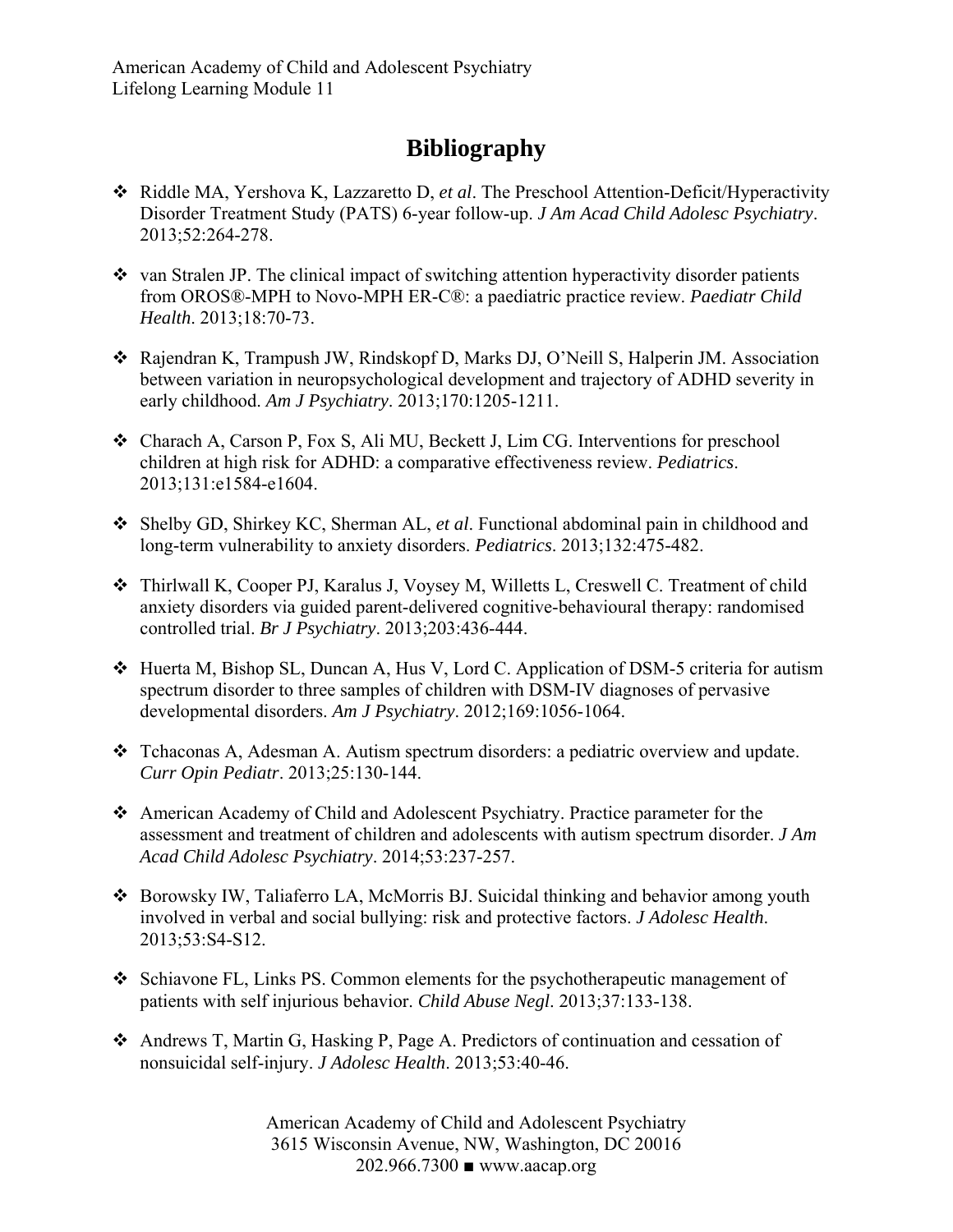# Bibliography

- Riddle MA, Yershova K, Lazzaretto D, *et al*. The Preschool Attention-Deficit/Hyperactivity Disorder Treatment Study (PATS) 6-year follow-up. *J Am Acad Child Adolesc Psychiatry*. 2013;52:264-278.

- van Stralen JP. The clinical impact of switching attention hyperactivity disorder patients from OROS®-MPH to Novo-MPH ER-C®: a paediatric practice review. *Paediatr Child Health*. 2013;18:70-73.

- Rajendran K, Trampush JW, Rindskopf D, Marks DJ, O'Neill S, Halperin JM. Association between variation in neuropsychological development and trajectory of ADHD severity in early childhood. *Am J Psychiatry*. 2013;170:1205-1211.

- Charach A, Carson P, Fox S, Ali MU, Beckett J, Lim CG. Interventions for preschool children at high risk for ADHD: a comparative effectiveness review. *Pediatrics*. 2013;131:e1584-e1604.

- Shelby GD, Shirkey KC, Sherman AL, *et al*. Functional abdominal pain in childhood and long-term vulnerability to anxiety disorders. *Pediatrics*. 2013;132:475-482.

- Thirlwall K, Cooper PJ, Karalus J, Voysey M, Willetts L, Creswell C. Treatment of child anxiety disorders via guided parent-delivered cognitive-behavioural therapy: randomised controlled trial. *Br J Psychiatry*. 2013;203:436-444.

- Huerta M, Bishop SL, Duncan A, Hus V, Lord C. Application of DSM-5 criteria for autism spectrum disorder to three samples of children with DSM-IV diagnoses of pervasive developmental disorders. *Am J Psychiatry*. 2012;169:1056-1064.

- Tchaconas A, Adesman A. Autism spectrum disorders: a pediatric overview and update. *Curr Opin Pediatr*. 2013;25:130-144.

- American Academy of Child and Adolescent Psychiatry. Practice parameter for the assessment and treatment of children and adolescents with autism spectrum disorder. *J Am Acad Child Adolesc Psychiatry*. 2014;53:237-257.

- Borowsky IW, Taliaferro LA, McMorris BJ. Suicidal thinking and behavior among youth involved in verbal and social bullying: risk and protective factors. *J Adolesc Health*. 2013;53:S4-S12.

- Schiavone FL, Links PS. Common elements for the psychotherapeutic management of patients with self injurious behavior. *Child Abuse Negl*. 2013;37:133-138.

- Andrews T, Martin G, Hasking P, Page A. Predictors of continuation and cessation of nonsuicidal self-injury. *J Adolesc Health*. 2013;53:40-46.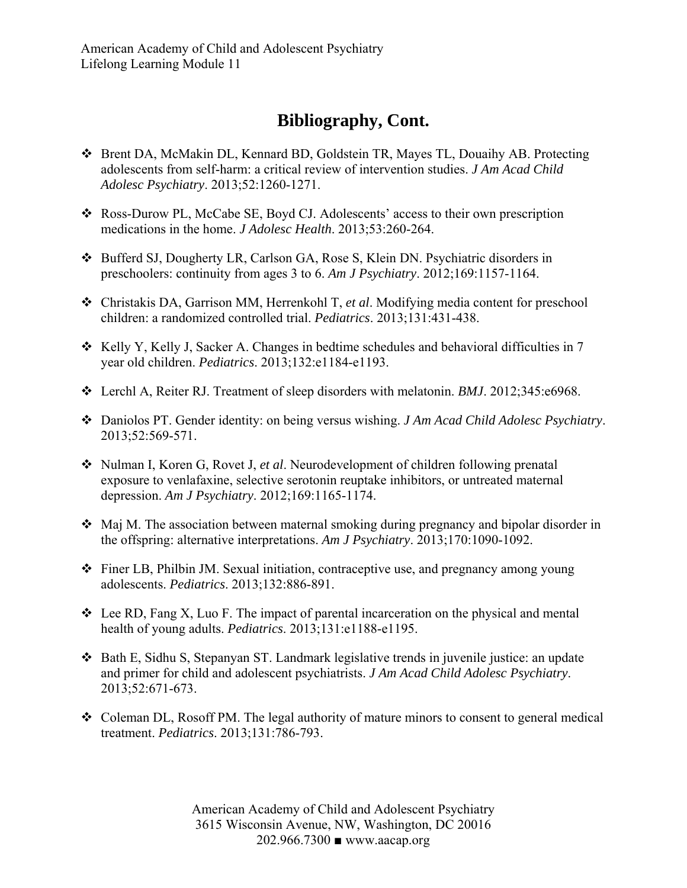# Bibliography, Cont.

- Brent DA, McMakin DL, Kennard BD, Goldstein TR, Mayes TL, Douaihy AB. Protecting adolescents from self-harm: a critical review of intervention studies. *J Am Acad Child Adolesc Psychiatry*. 2013;52:1260-1271.
- Ross-Durow PL, McCabe SE, Boyd CJ. Adolescents' access to their own prescription medications in the home. *J Adolesc Health*. 2013;53:260-264.
- Bufferd SJ, Dougherty LR, Carlson GA, Rose S, Klein DN. Psychiatric disorders in preschoolers: continuity from ages 3 to 6. *Am J Psychiatry*. 2012;169:1157-1164.
- Christakis DA, Garrison MM, Herrenkohl T, *et al*. Modifying media content for preschool children: a randomized controlled trial. *Pediatrics*. 2013;131:431-438.
- Kelly Y, Kelly J, Sacker A. Changes in bedtime schedules and behavioral difficulties in 7 year old children. *Pediatrics*. 2013;132:e1184-e1193.
- Lerchl A, Reiter RJ. Treatment of sleep disorders with melatonin. *BMJ*. 2012;345:e6968.
- Daniolos PT. Gender identity: on being versus wishing. *J Am Acad Child Adolesc Psychiatry*. 2013;52:569-571.
- Nulman I, Koren G, Rovet J, *et al*. Neurodevelopment of children following prenatal exposure to venlafaxine, selective serotonin reuptake inhibitors, or untreated maternal depression. *Am J Psychiatry*. 2012;169:1165-1174.
- Maj M. The association between maternal smoking during pregnancy and bipolar disorder in the offspring: alternative interpretations. *Am J Psychiatry*. 2013;170:1090-1092.
- Finer LB, Philbin JM. Sexual initiation, contraceptive use, and pregnancy among young adolescents. *Pediatrics*. 2013;132:886-891.
- Lee RD, Fang X, Luo F. The impact of parental incarceration on the physical and mental health of young adults. *Pediatrics*. 2013;131:e1188-e1195.
- Bath E, Sidhu S, Stepanyan ST. Landmark legislative trends in juvenile justice: an update and primer for child and adolescent psychiatrists. *J Am Acad Child Adolesc Psychiatry*. 2013;52:671-673.
- Coleman DL, Rosoff PM. The legal authority of mature minors to consent to general medical treatment. *Pediatrics*. 2013;131:786-793.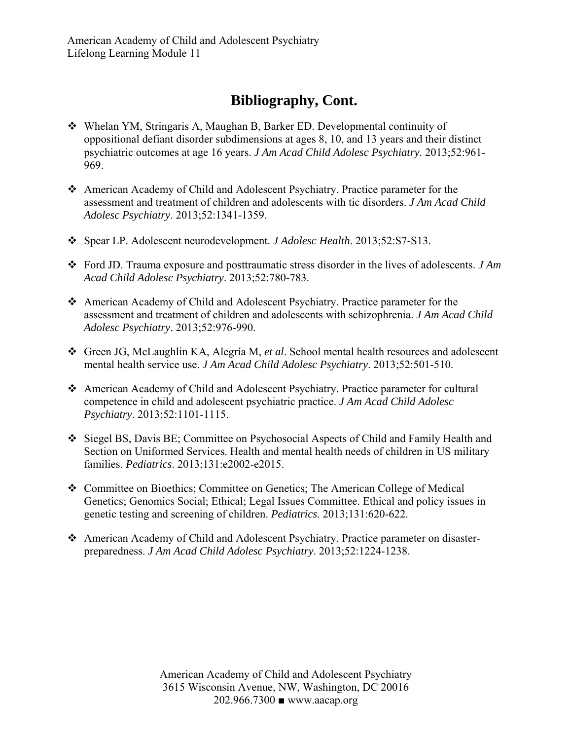## Bibliography, Cont.

- Whelan YM, Stringaris A, Maughan B, Barker ED. Developmental continuity of oppositional defiant disorder subdimensions at ages 8, 10, and 13 years and their distinct psychiatric outcomes at age 16 years. *J Am Acad Child Adolesc Psychiatry*. 2013;52:961-969.

- American Academy of Child and Adolescent Psychiatry. Practice parameter for the assessment and treatment of children and adolescents with tic disorders. *J Am Acad Child Adolesc Psychiatry*. 2013;52:1341-1359.

- Spear LP. Adolescent neurodevelopment. *J Adolesc Health*. 2013;52:S7-S13.

- Ford JD. Trauma exposure and posttraumatic stress disorder in the lives of adolescents. *J Am Acad Child Adolesc Psychiatry*. 2013;52:780-783.

- American Academy of Child and Adolescent Psychiatry. Practice parameter for the assessment and treatment of children and adolescents with schizophrenia. *J Am Acad Child Adolesc Psychiatry*. 2013;52:976-990.

- Green JG, McLaughlin KA, Alegría M, *et al*. School mental health resources and adolescent mental health service use. *J Am Acad Child Adolesc Psychiatry*. 2013;52:501-510.

- American Academy of Child and Adolescent Psychiatry. Practice parameter for cultural competence in child and adolescent psychiatric practice. *J Am Acad Child Adolesc Psychiatry*. 2013;52:1101-1115.

- Siegel BS, Davis BE; Committee on Psychosocial Aspects of Child and Family Health and Section on Uniformed Services. Health and mental health needs of children in US military families. *Pediatrics*. 2013;131:e2002-e2015.

- Committee on Bioethics; Committee on Genetics; The American College of Medical Genetics; Genomics Social; Ethical; Legal Issues Committee. Ethical and policy issues in genetic testing and screening of children. *Pediatrics*. 2013;131:620-622.

- American Academy of Child and Adolescent Psychiatry. Practice parameter on disaster-preparedness. *J Am Acad Child Adolesc Psychiatry*. 2013;52:1224-1238.